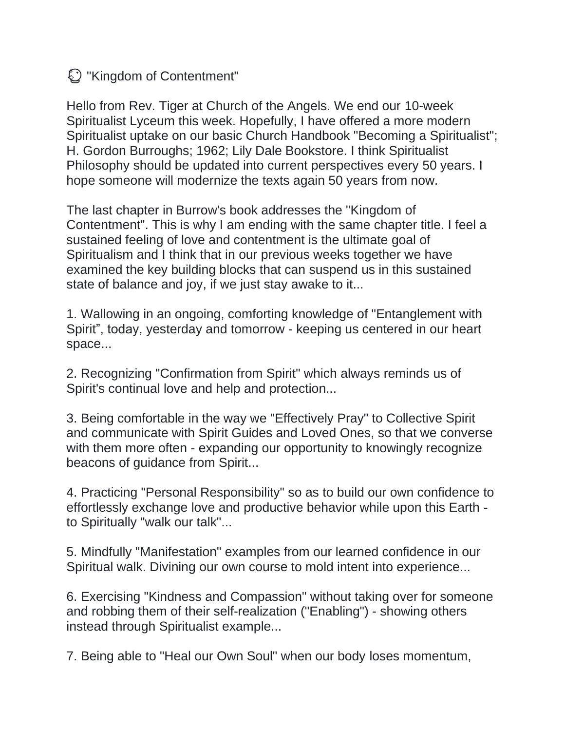# 🫧 "Kingdom of Contentment"

Hello from Rev. Tiger at Church of the Angels. We end our 10-week Spiritualist Lyceum this week. Hopefully, I have offered a more modern Spiritualist uptake on our basic Church Handbook "Becoming a Spiritualist"; H. Gordon Burroughs; 1962; Lily Dale Bookstore. I think Spiritualist Philosophy should be updated into current perspectives every 50 years. I hope someone will modernize the texts again 50 years from now.

The last chapter in Burrow's book addresses the "Kingdom of Contentment". This is why I am ending with the same chapter title. I feel a sustained feeling of love and contentment is the ultimate goal of Spiritualism and I think that in our previous weeks together we have examined the key building blocks that can suspend us in this sustained state of balance and joy, if we just stay awake to it...

1. Wallowing in an ongoing, comforting knowledge of "Entanglement with Spirit", today, yesterday and tomorrow - keeping us centered in our heart space...

2. Recognizing "Confirmation from Spirit" which always reminds us of Spirit's continual love and help and protection...

3. Being comfortable in the way we "Effectively Pray" to Collective Spirit and communicate with Spirit Guides and Loved Ones, so that we converse with them more often - expanding our opportunity to knowingly recognize beacons of guidance from Spirit...

4. Practicing "Personal Responsibility" so as to build our own confidence to effortlessly exchange love and productive behavior while upon this Earth - to Spiritually "walk our talk"...

5. Mindfully "Manifestation" examples from our learned confidence in our Spiritual walk. Divining our own course to mold intent into experience...

6. Exercising "Kindness and Compassion" without taking over for someone and robbing them of their self-realization ("Enabling") - showing others instead through Spiritualist example...

7. Being able to "Heal our Own Soul" when our body loses momentum,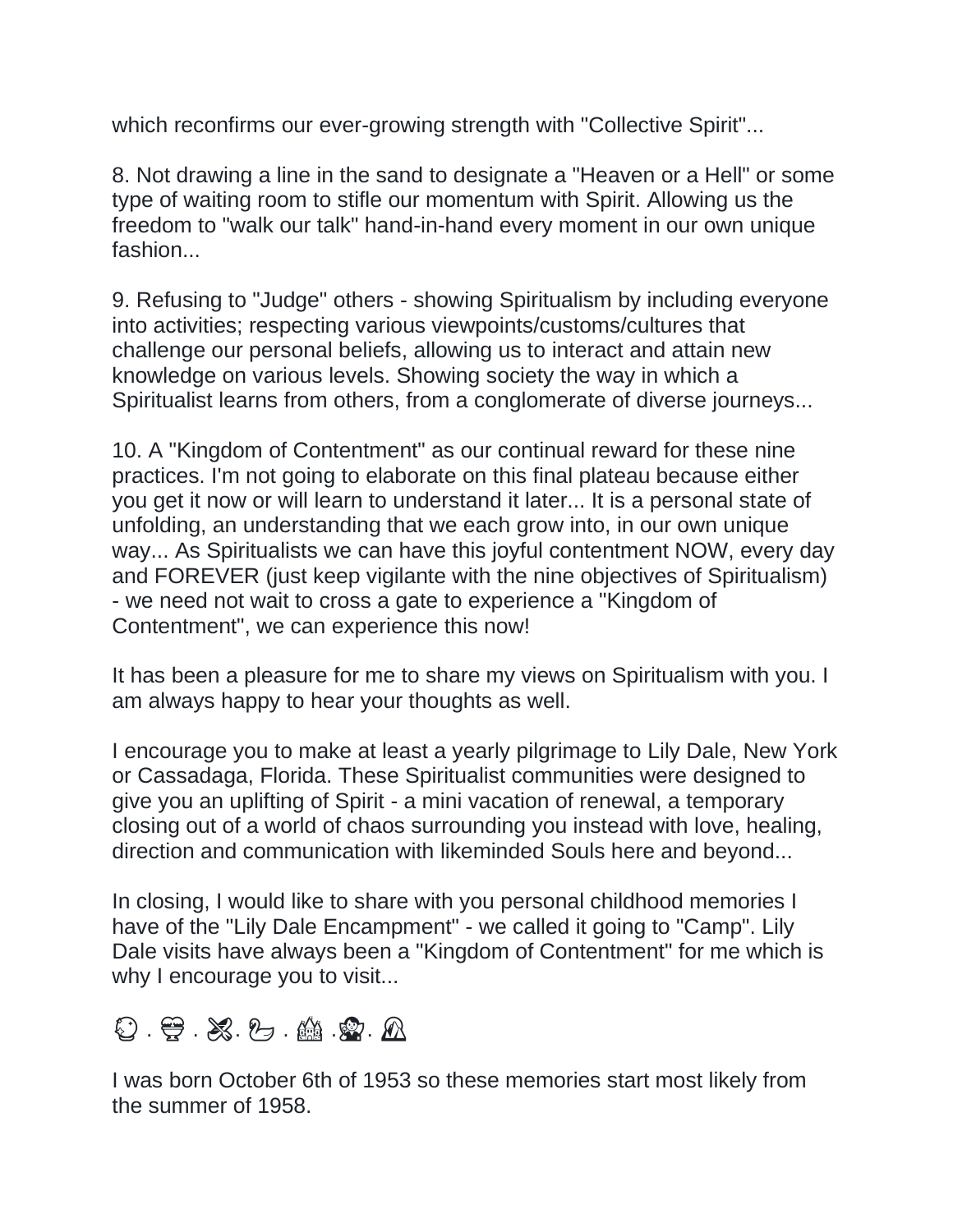which reconfirms our ever-growing strength with "Collective Spirit"...

8. Not drawing a line in the sand to designate a "Heaven or a Hell" or some type of waiting room to stifle our momentum with Spirit. Allowing us the freedom to "walk our talk" hand-in-hand every moment in our own unique fashion...

9. Refusing to "Judge" others - showing Spiritualism by including everyone into activities; respecting various viewpoints/customs/cultures that challenge our personal beliefs, allowing us to interact and attain new knowledge on various levels. Showing society the way in which a Spiritualist learns from others, from a conglomerate of diverse journeys...

10. A "Kingdom of Contentment" as our continual reward for these nine practices. I'm not going to elaborate on this final plateau because either you get it now or will learn to understand it later... It is a personal state of unfolding, an understanding that we each grow into, in our own unique way... As Spiritualists we can have this joyful contentment NOW, every day and FOREVER (just keep vigilante with the nine objectives of Spiritualism) - we need not wait to cross a gate to experience a "Kingdom of Contentment", we can experience this now!

It has been a pleasure for me to share my views on Spiritualism with you. I am always happy to hear your thoughts as well.

I encourage you to make at least a yearly pilgrimage to Lily Dale, New York or Cassadaga, Florida. These Spiritualist communities were designed to give you an uplifting of Spirit - a mini vacation of renewal, a temporary closing out of a world of chaos surrounding you instead with love, healing, direction and communication with likeminded Souls here and beyond...

In closing, I would like to share with you personal childhood memories I have of the "Lily Dale Encampment" - we called it going to "Camp". Lily Dale visits have always been a "Kingdom of Contentment" for me which is why I encourage you to visit...

�された . 💑 . 🛠. 🦢 . 🏘 . 🧙. ⛰

I was born October 6th of 1953 so these memories start most likely from the summer of 1958.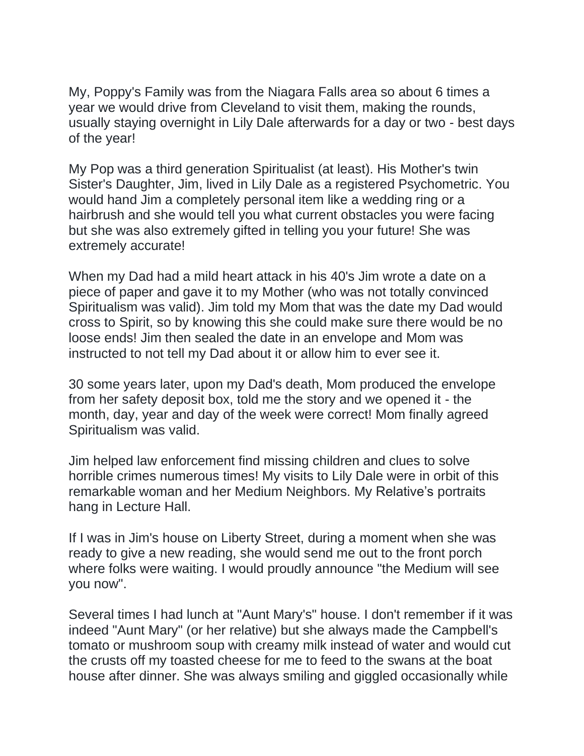My, Poppy's Family was from the Niagara Falls area so about 6 times a year we would drive from Cleveland to visit them, making the rounds, usually staying overnight in Lily Dale afterwards for a day or two - best days of the year!

My Pop was a third generation Spiritualist (at least). His Mother's twin Sister's Daughter, Jim, lived in Lily Dale as a registered Psychometric. You would hand Jim a completely personal item like a wedding ring or a hairbrush and she would tell you what current obstacles you were facing but she was also extremely gifted in telling you your future! She was extremely accurate!

When my Dad had a mild heart attack in his 40's Jim wrote a date on a piece of paper and gave it to my Mother (who was not totally convinced Spiritualism was valid). Jim told my Mom that was the date my Dad would cross to Spirit, so by knowing this she could make sure there would be no loose ends! Jim then sealed the date in an envelope and Mom was instructed to not tell my Dad about it or allow him to ever see it.

30 some years later, upon my Dad's death, Mom produced the envelope from her safety deposit box, told me the story and we opened it - the month, day, year and day of the week were correct! Mom finally agreed Spiritualism was valid.

Jim helped law enforcement find missing children and clues to solve horrible crimes numerous times! My visits to Lily Dale were in orbit of this remarkable woman and her Medium Neighbors. My Relative's portraits hang in Lecture Hall.

If I was in Jim's house on Liberty Street, during a moment when she was ready to give a new reading, she would send me out to the front porch where folks were waiting. I would proudly announce "the Medium will see you now".

Several times I had lunch at "Aunt Mary's" house. I don't remember if it was indeed "Aunt Mary" (or her relative) but she always made the Campbell's tomato or mushroom soup with creamy milk instead of water and would cut the crusts off my toasted cheese for me to feed to the swans at the boat house after dinner. She was always smiling and giggled occasionally while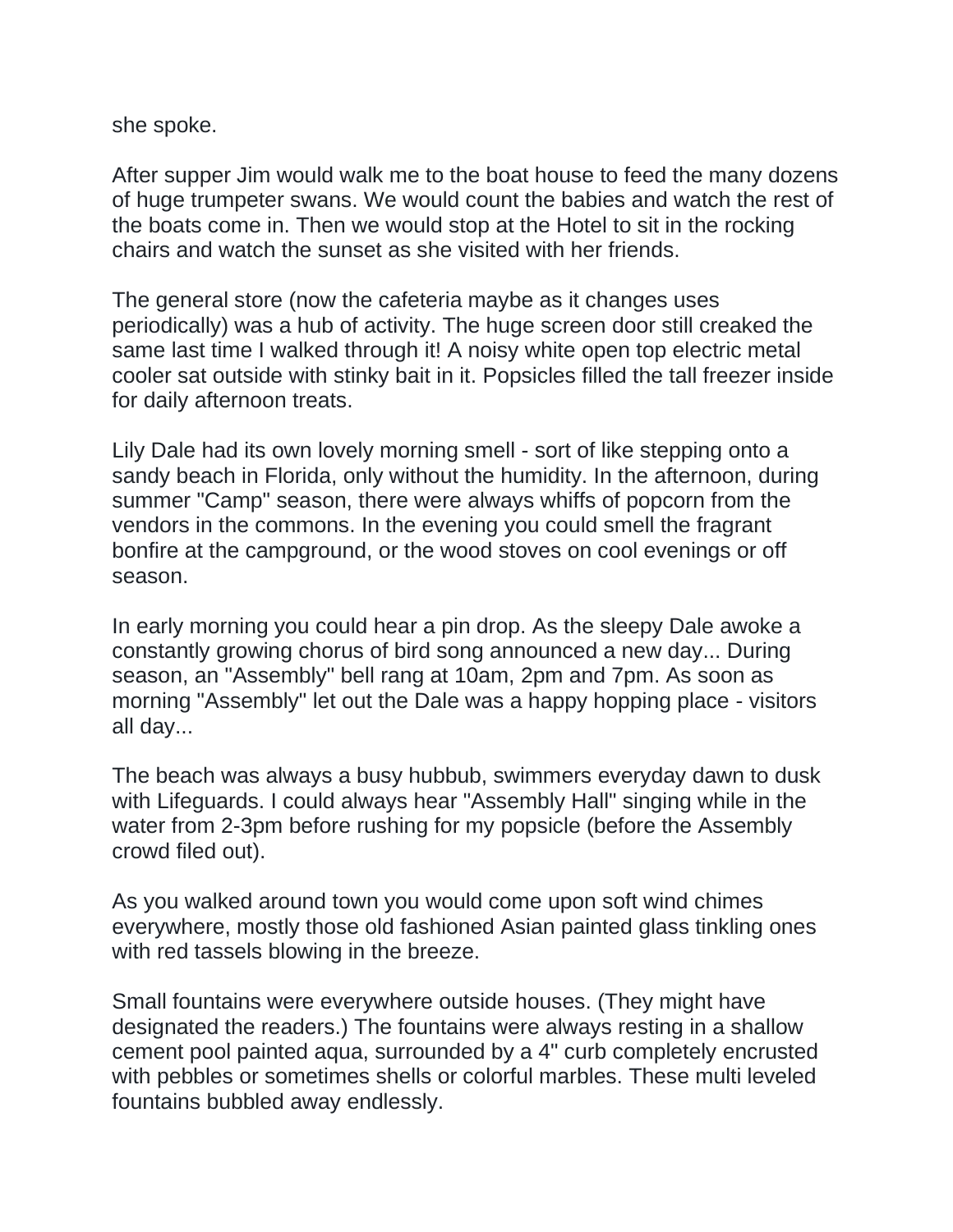she spoke.

After supper Jim would walk me to the boat house to feed the many dozens of huge trumpeter swans. We would count the babies and watch the rest of the boats come in. Then we would stop at the Hotel to sit in the rocking chairs and watch the sunset as she visited with her friends.

The general store (now the cafeteria maybe as it changes uses periodically) was a hub of activity. The huge screen door still creaked the same last time I walked through it! A noisy white open top electric metal cooler sat outside with stinky bait in it. Popsicles filled the tall freezer inside for daily afternoon treats.

Lily Dale had its own lovely morning smell - sort of like stepping onto a sandy beach in Florida, only without the humidity. In the afternoon, during summer "Camp" season, there were always whiffs of popcorn from the vendors in the commons. In the evening you could smell the fragrant bonfire at the campground, or the wood stoves on cool evenings or off season.

In early morning you could hear a pin drop. As the sleepy Dale awoke a constantly growing chorus of bird song announced a new day... During season, an "Assembly" bell rang at 10am, 2pm and 7pm. As soon as morning "Assembly" let out the Dale was a happy hopping place - visitors all day...

The beach was always a busy hubbub, swimmers everyday dawn to dusk with Lifeguards. I could always hear "Assembly Hall" singing while in the water from 2-3pm before rushing for my popsicle (before the Assembly crowd filed out).

As you walked around town you would come upon soft wind chimes everywhere, mostly those old fashioned Asian painted glass tinkling ones with red tassels blowing in the breeze.

Small fountains were everywhere outside houses. (They might have designated the readers.) The fountains were always resting in a shallow cement pool painted aqua, surrounded by a 4" curb completely encrusted with pebbles or sometimes shells or colorful marbles. These multi leveled fountains bubbled away endlessly.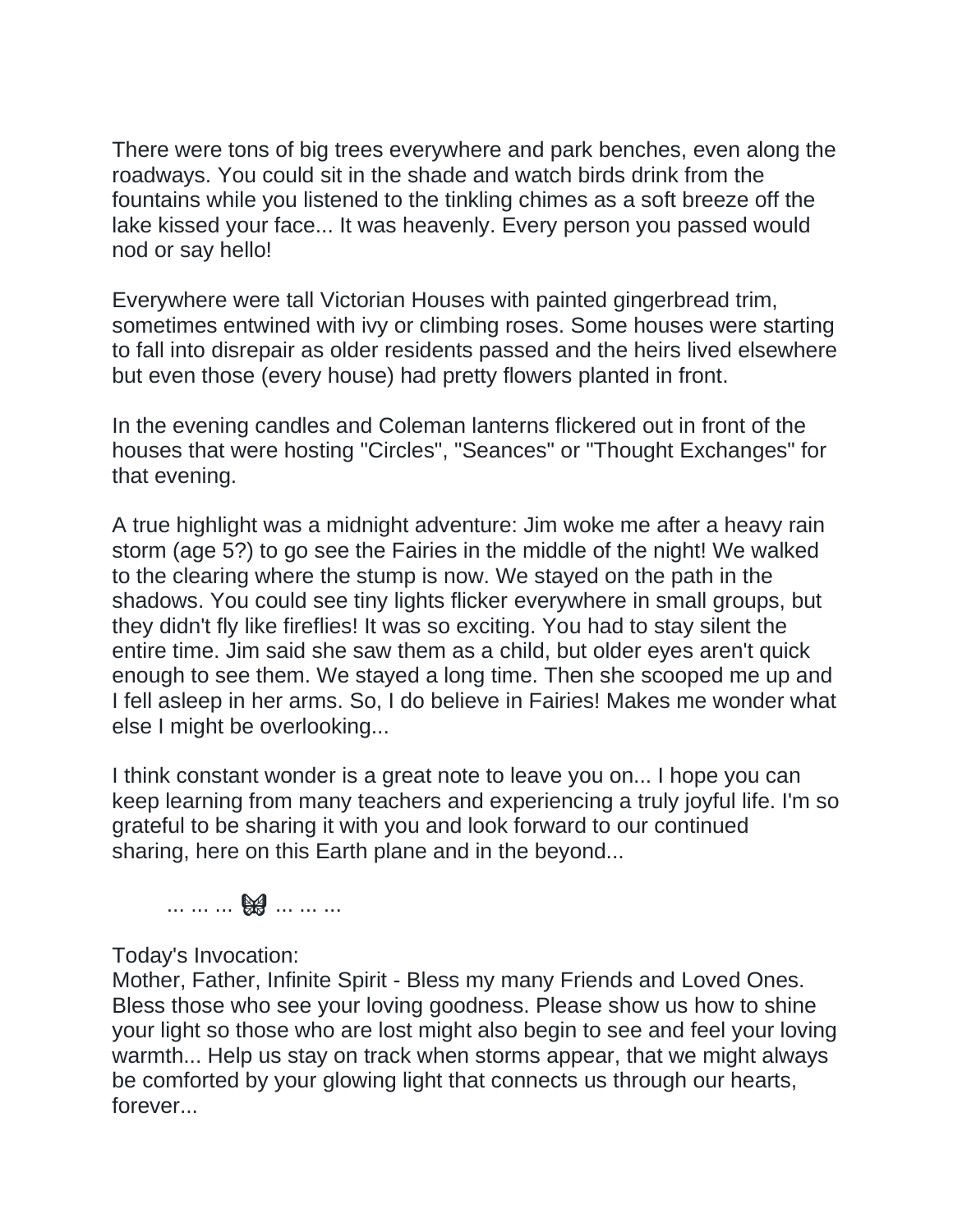There were tons of big trees everywhere and park benches, even along the roadways. You could sit in the shade and watch birds drink from the fountains while you listened to the tinkling chimes as a soft breeze off the lake kissed your face... It was heavenly. Every person you passed would nod or say hello!

Everywhere were tall Victorian Houses with painted gingerbread trim, sometimes entwined with ivy or climbing roses. Some houses were starting to fall into disrepair as older residents passed and the heirs lived elsewhere but even those (every house) had pretty flowers planted in front.

In the evening candles and Coleman lanterns flickered out in front of the houses that were hosting "Circles", "Seances" or "Thought Exchanges" for that evening.

A true highlight was a midnight adventure: Jim woke me after a heavy rain storm (age 5?) to go see the Fairies in the middle of the night! We walked to the clearing where the stump is now. We stayed on the path in the shadows. You could see tiny lights flicker everywhere in small groups, but they didn't fly like fireflies! It was so exciting. You had to stay silent the entire time. Jim said she saw them as a child, but older eyes aren't quick enough to see them. We stayed a long time. Then she scooped me up and I fell asleep in her arms. So, I do believe in Fairies! Makes me wonder what else I might be overlooking...

I think constant wonder is a great note to leave you on... I hope you can keep learning from many teachers and experiencing a truly joyful life. I'm so grateful to be sharing it with you and look forward to our continued sharing, here on this Earth plane and in the beyond...

... ... ... 🦋 ... ... ...

Today's Invocation:
Mother, Father, Infinite Spirit - Bless my many Friends and Loved Ones. Bless those who see your loving goodness. Please show us how to shine your light so those who are lost might also begin to see and feel your loving warmth... Help us stay on track when storms appear, that we might always be comforted by your glowing light that connects us through our hearts, forever...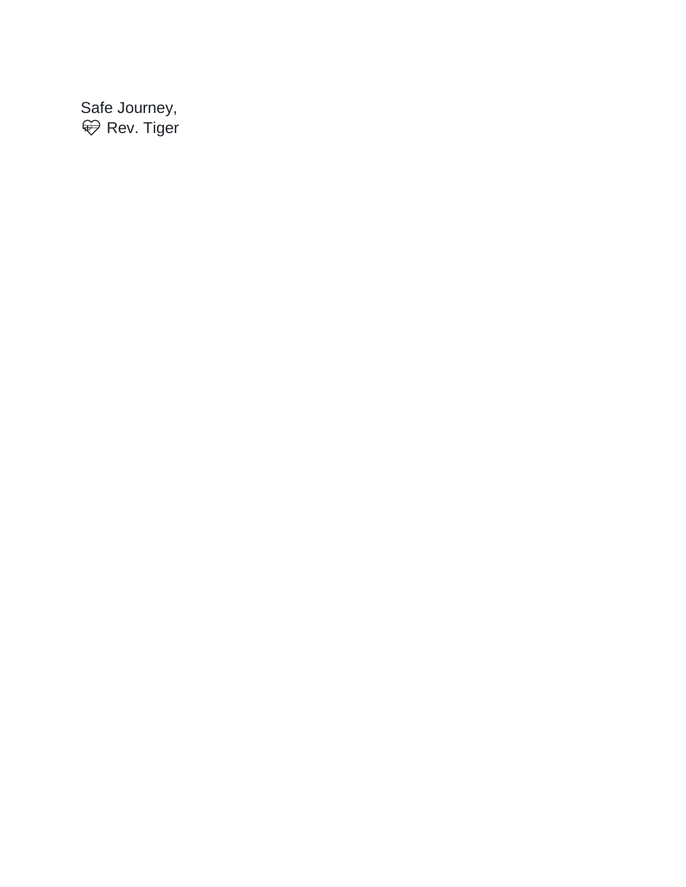Safe Journey,
💝 Rev. Tiger